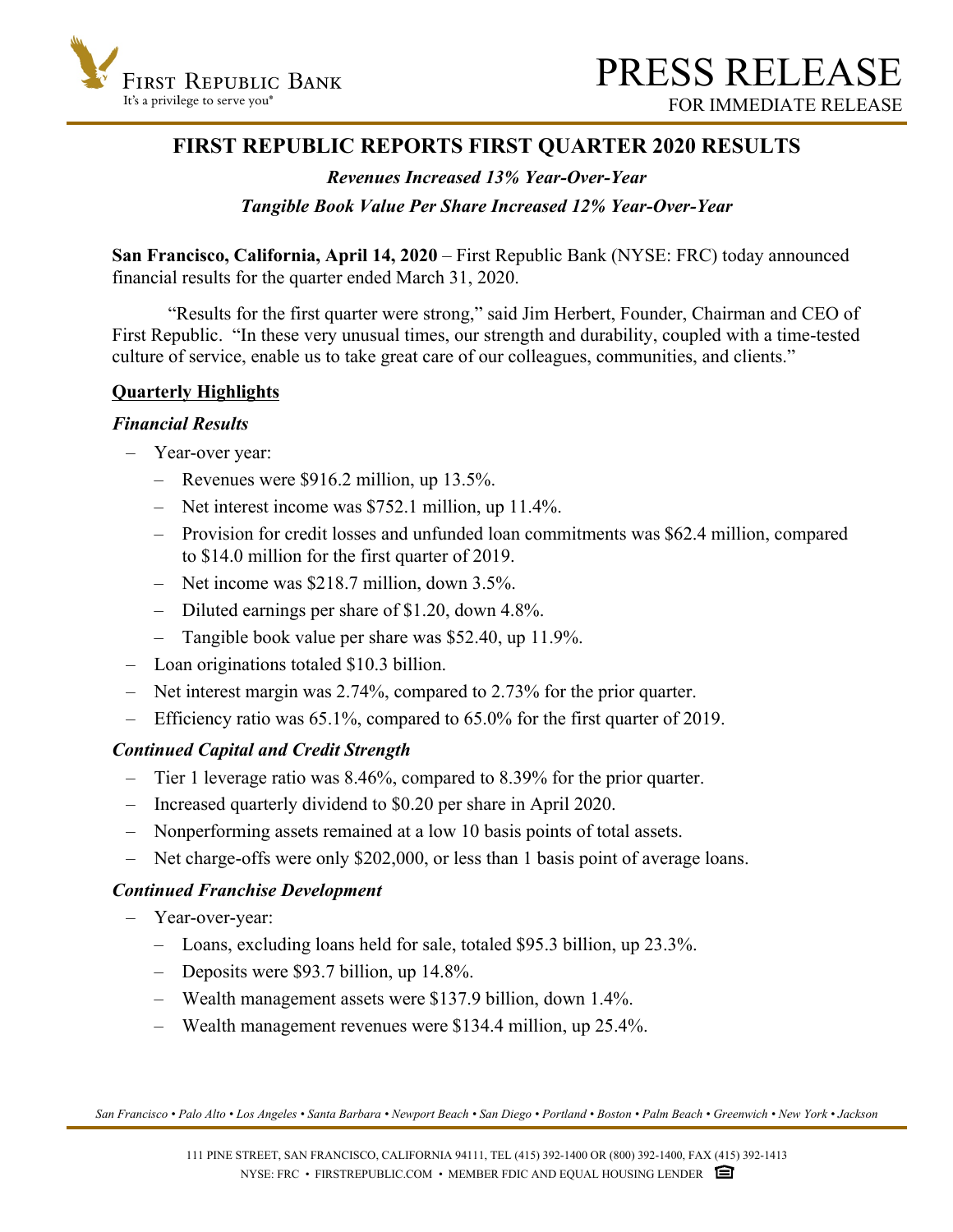# FIRST REPUBLIC REPORTS FIRST QUARTER 2020 RESULTS

***Revenues Increased 13% Year-Over-Year***

***Tangible Book Value Per Share Increased 12% Year-Over-Year***

**San Francisco, California, April 14, 2020** – First Republic Bank (NYSE: FRC) today announced financial results for the quarter ended March 31, 2020.

"Results for the first quarter were strong," said Jim Herbert, Founder, Chairman and CEO of First Republic. "In these very unusual times, our strength and durability, coupled with a time-tested culture of service, enable us to take great care of our colleagues, communities, and clients."

## Quarterly Highlights

### *Financial Results*

- Year-over year:
  - Revenues were $916.2 million, up 13.5%.
  - Net interest income was $752.1 million, up 11.4%.
  - Provision for credit losses and unfunded loan commitments was $62.4 million, compared to $14.0 million for the first quarter of 2019.
  - Net income was $218.7 million, down 3.5%.
  - Diluted earnings per share of $1.20, down 4.8%.
  - Tangible book value per share was $52.40, up 11.9%.
- Loan originations totaled $10.3 billion.
- Net interest margin was 2.74%, compared to 2.73% for the prior quarter.
- Efficiency ratio was 65.1%, compared to 65.0% for the first quarter of 2019.

### *Continued Capital and Credit Strength*

- Tier 1 leverage ratio was 8.46%, compared to 8.39% for the prior quarter.
- Increased quarterly dividend to $0.20 per share in April 2020.
- Nonperforming assets remained at a low 10 basis points of total assets.
- Net charge-offs were only $202,000, or less than 1 basis point of average loans.

### *Continued Franchise Development*

- Year-over-year:
  - Loans, excluding loans held for sale, totaled $95.3 billion, up 23.3%.
  - Deposits were $93.7 billion, up 14.8%.
  - Wealth management assets were $137.9 billion, down 1.4%.
  - Wealth management revenues were $134.4 million, up 25.4%.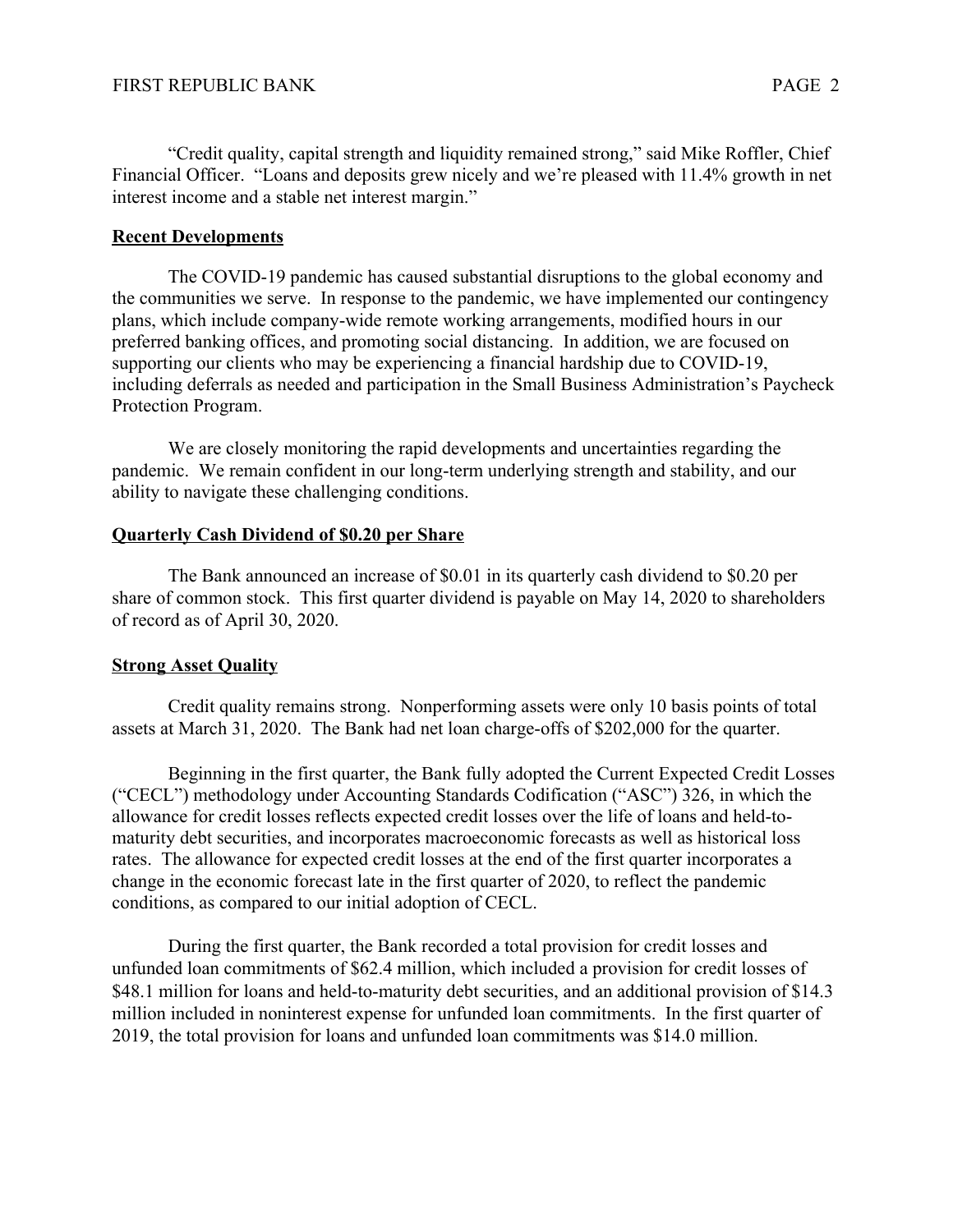"Credit quality, capital strength and liquidity remained strong," said Mike Roffler, Chief Financial Officer. "Loans and deposits grew nicely and we're pleased with 11.4% growth in net interest income and a stable net interest margin."

**Recent Developments**

The COVID-19 pandemic has caused substantial disruptions to the global economy and the communities we serve. In response to the pandemic, we have implemented our contingency plans, which include company-wide remote working arrangements, modified hours in our preferred banking offices, and promoting social distancing. In addition, we are focused on supporting our clients who may be experiencing a financial hardship due to COVID-19, including deferrals as needed and participation in the Small Business Administration's Paycheck Protection Program.

We are closely monitoring the rapid developments and uncertainties regarding the pandemic. We remain confident in our long-term underlying strength and stability, and our ability to navigate these challenging conditions.

**Quarterly Cash Dividend of $0.20 per Share**

The Bank announced an increase of $0.01 in its quarterly cash dividend to $0.20 per share of common stock. This first quarter dividend is payable on May 14, 2020 to shareholders of record as of April 30, 2020.

**Strong Asset Quality**

Credit quality remains strong. Nonperforming assets were only 10 basis points of total assets at March 31, 2020. The Bank had net loan charge-offs of $202,000 for the quarter.

Beginning in the first quarter, the Bank fully adopted the Current Expected Credit Losses ("CECL") methodology under Accounting Standards Codification ("ASC") 326, in which the allowance for credit losses reflects expected credit losses over the life of loans and held-to-maturity debt securities, and incorporates macroeconomic forecasts as well as historical loss rates. The allowance for expected credit losses at the end of the first quarter incorporates a change in the economic forecast late in the first quarter of 2020, to reflect the pandemic conditions, as compared to our initial adoption of CECL.

During the first quarter, the Bank recorded a total provision for credit losses and unfunded loan commitments of $62.4 million, which included a provision for credit losses of $48.1 million for loans and held-to-maturity debt securities, and an additional provision of $14.3 million included in noninterest expense for unfunded loan commitments. In the first quarter of 2019, the total provision for loans and unfunded loan commitments was $14.0 million.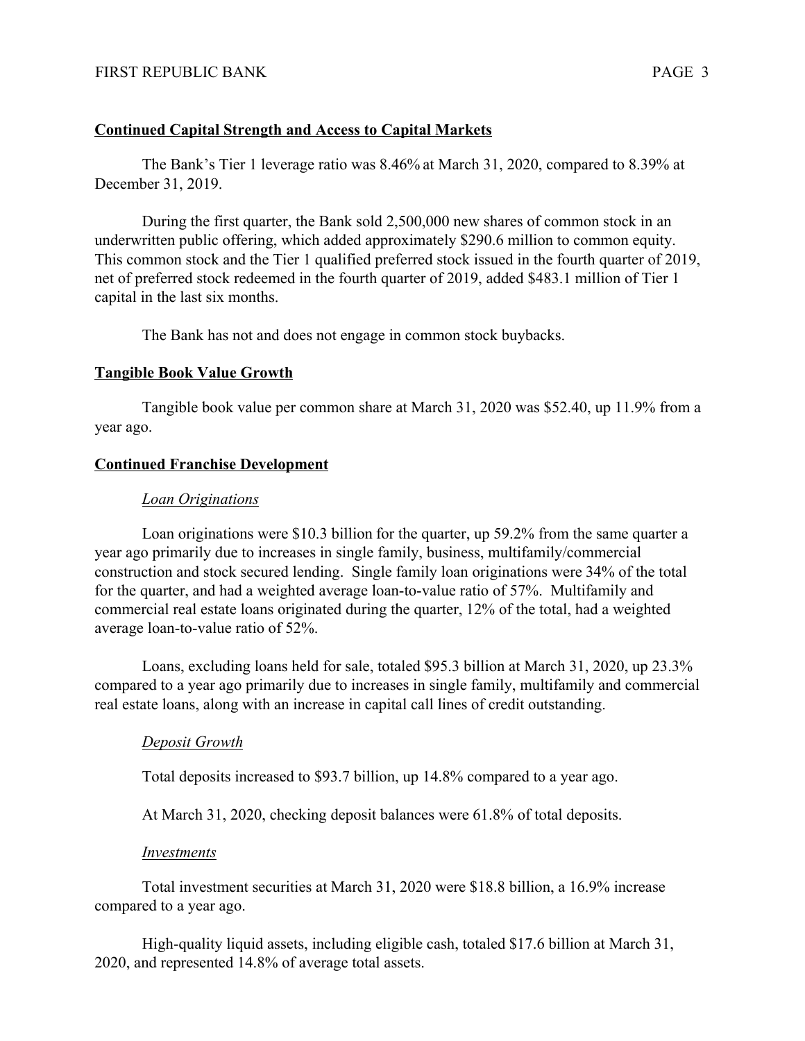**Continued Capital Strength and Access to Capital Markets**

The Bank's Tier 1 leverage ratio was 8.46% at March 31, 2020, compared to 8.39% at December 31, 2019.

During the first quarter, the Bank sold 2,500,000 new shares of common stock in an underwritten public offering, which added approximately $290.6 million to common equity. This common stock and the Tier 1 qualified preferred stock issued in the fourth quarter of 2019, net of preferred stock redeemed in the fourth quarter of 2019, added $483.1 million of Tier 1 capital in the last six months.

The Bank has not and does not engage in common stock buybacks.

**Tangible Book Value Growth**

Tangible book value per common share at March 31, 2020 was $52.40, up 11.9% from a year ago.

**Continued Franchise Development**

*Loan Originations*

Loan originations were $10.3 billion for the quarter, up 59.2% from the same quarter a year ago primarily due to increases in single family, business, multifamily/commercial construction and stock secured lending. Single family loan originations were 34% of the total for the quarter, and had a weighted average loan-to-value ratio of 57%. Multifamily and commercial real estate loans originated during the quarter, 12% of the total, had a weighted average loan-to-value ratio of 52%.

Loans, excluding loans held for sale, totaled $95.3 billion at March 31, 2020, up 23.3% compared to a year ago primarily due to increases in single family, multifamily and commercial real estate loans, along with an increase in capital call lines of credit outstanding.

*Deposit Growth*

Total deposits increased to $93.7 billion, up 14.8% compared to a year ago.

At March 31, 2020, checking deposit balances were 61.8% of total deposits.

*Investments*

Total investment securities at March 31, 2020 were $18.8 billion, a 16.9% increase compared to a year ago.

High-quality liquid assets, including eligible cash, totaled $17.6 billion at March 31, 2020, and represented 14.8% of average total assets.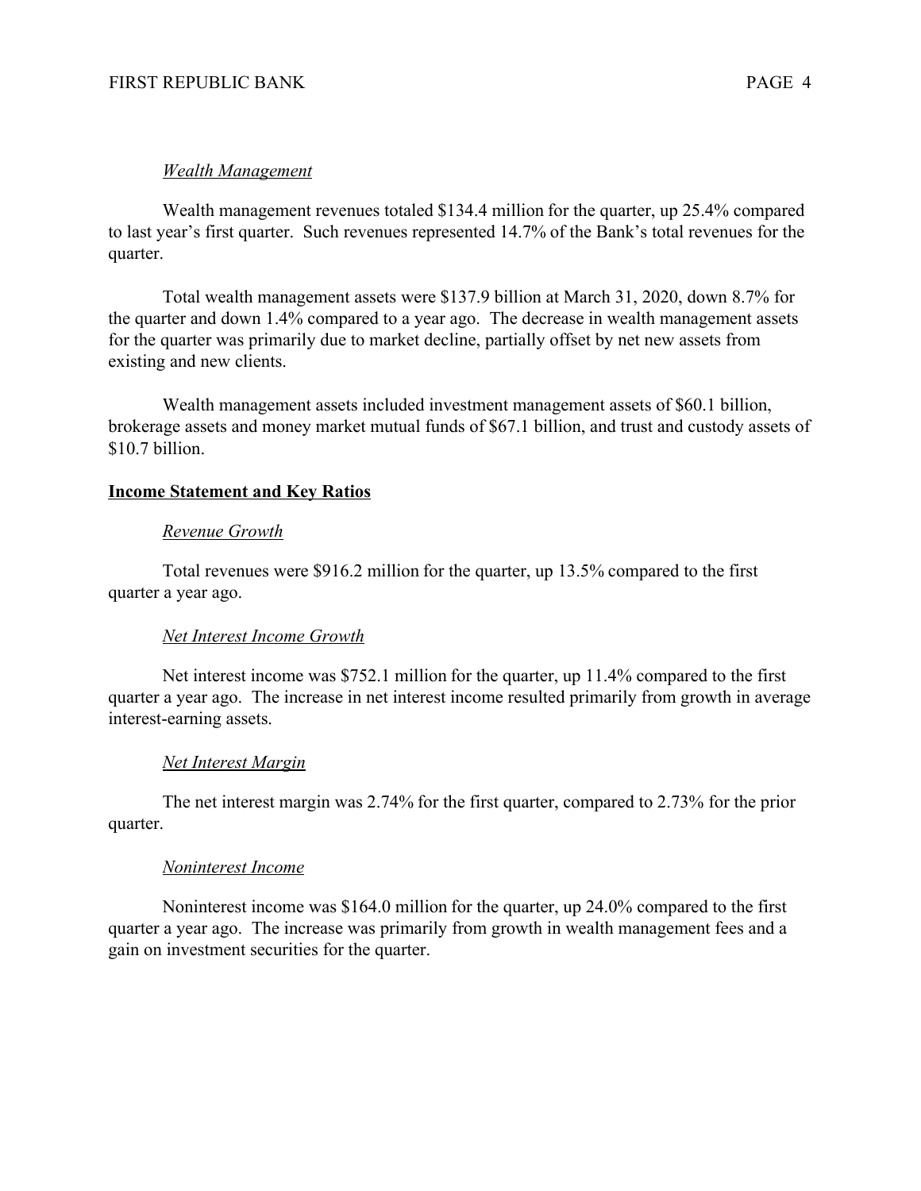*Wealth Management*

Wealth management revenues totaled $134.4 million for the quarter, up 25.4% compared to last year's first quarter. Such revenues represented 14.7% of the Bank's total revenues for the quarter.

Total wealth management assets were $137.9 billion at March 31, 2020, down 8.7% for the quarter and down 1.4% compared to a year ago. The decrease in wealth management assets for the quarter was primarily due to market decline, partially offset by net new assets from existing and new clients.

Wealth management assets included investment management assets of $60.1 billion, brokerage assets and money market mutual funds of $67.1 billion, and trust and custody assets of $10.7 billion.

## Income Statement and Key Ratios

*Revenue Growth*

Total revenues were $916.2 million for the quarter, up 13.5% compared to the first quarter a year ago.

*Net Interest Income Growth*

Net interest income was $752.1 million for the quarter, up 11.4% compared to the first quarter a year ago. The increase in net interest income resulted primarily from growth in average interest-earning assets.

*Net Interest Margin*

The net interest margin was 2.74% for the first quarter, compared to 2.73% for the prior quarter.

*Noninterest Income*

Noninterest income was $164.0 million for the quarter, up 24.0% compared to the first quarter a year ago. The increase was primarily from growth in wealth management fees and a gain on investment securities for the quarter.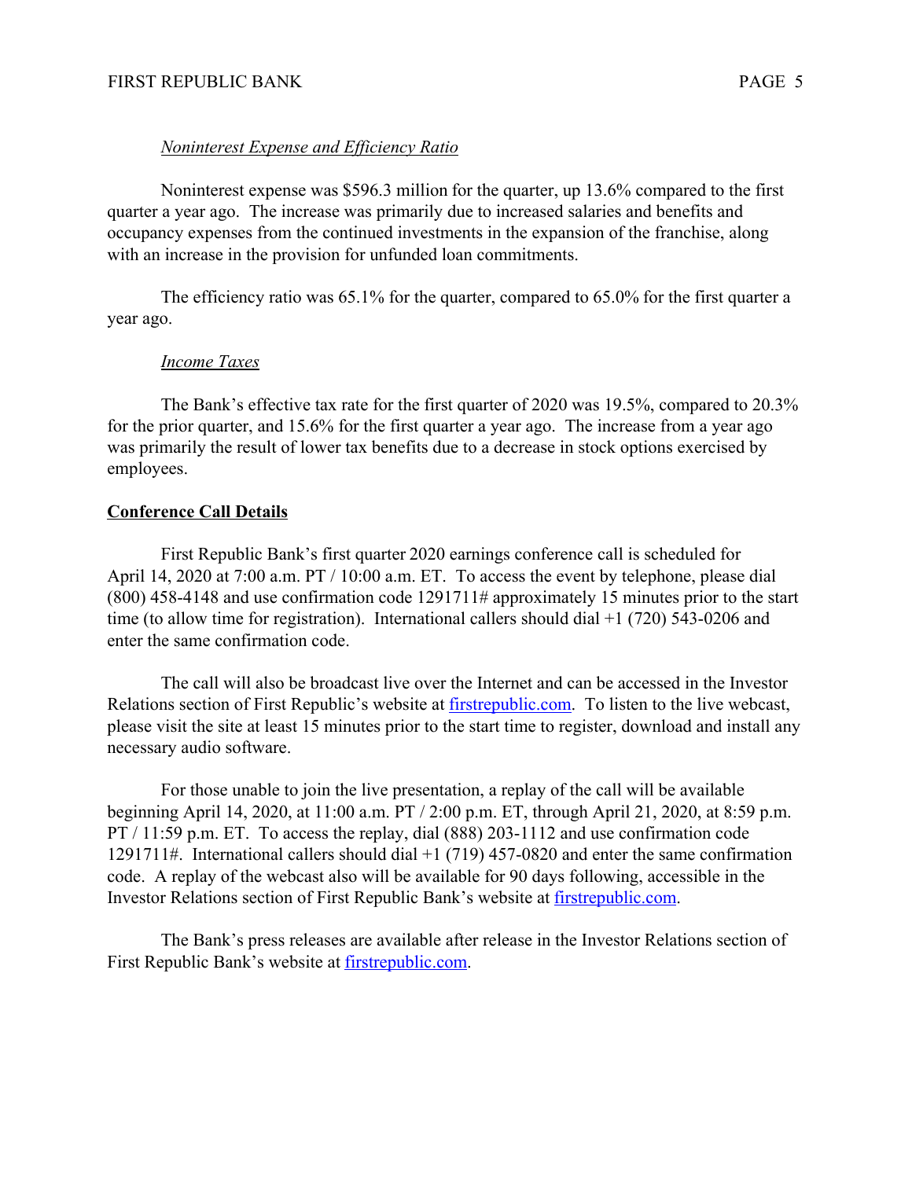*Noninterest Expense and Efficiency Ratio*

Noninterest expense was $596.3 million for the quarter, up 13.6% compared to the first quarter a year ago. The increase was primarily due to increased salaries and benefits and occupancy expenses from the continued investments in the expansion of the franchise, along with an increase in the provision for unfunded loan commitments.

The efficiency ratio was 65.1% for the quarter, compared to 65.0% for the first quarter a year ago.

*Income Taxes*

The Bank's effective tax rate for the first quarter of 2020 was 19.5%, compared to 20.3% for the prior quarter, and 15.6% for the first quarter a year ago. The increase from a year ago was primarily the result of lower tax benefits due to a decrease in stock options exercised by employees.

**Conference Call Details**

First Republic Bank's first quarter 2020 earnings conference call is scheduled for April 14, 2020 at 7:00 a.m. PT / 10:00 a.m. ET. To access the event by telephone, please dial (800) 458-4148 and use confirmation code 1291711# approximately 15 minutes prior to the start time (to allow time for registration). International callers should dial +1 (720) 543-0206 and enter the same confirmation code.

The call will also be broadcast live over the Internet and can be accessed in the Investor Relations section of First Republic's website at firstrepublic.com. To listen to the live webcast, please visit the site at least 15 minutes prior to the start time to register, download and install any necessary audio software.

For those unable to join the live presentation, a replay of the call will be available beginning April 14, 2020, at 11:00 a.m. PT / 2:00 p.m. ET, through April 21, 2020, at 8:59 p.m. PT / 11:59 p.m. ET. To access the replay, dial (888) 203-1112 and use confirmation code 1291711#. International callers should dial +1 (719) 457-0820 and enter the same confirmation code. A replay of the webcast also will be available for 90 days following, accessible in the Investor Relations section of First Republic Bank's website at firstrepublic.com.

The Bank's press releases are available after release in the Investor Relations section of First Republic Bank's website at firstrepublic.com.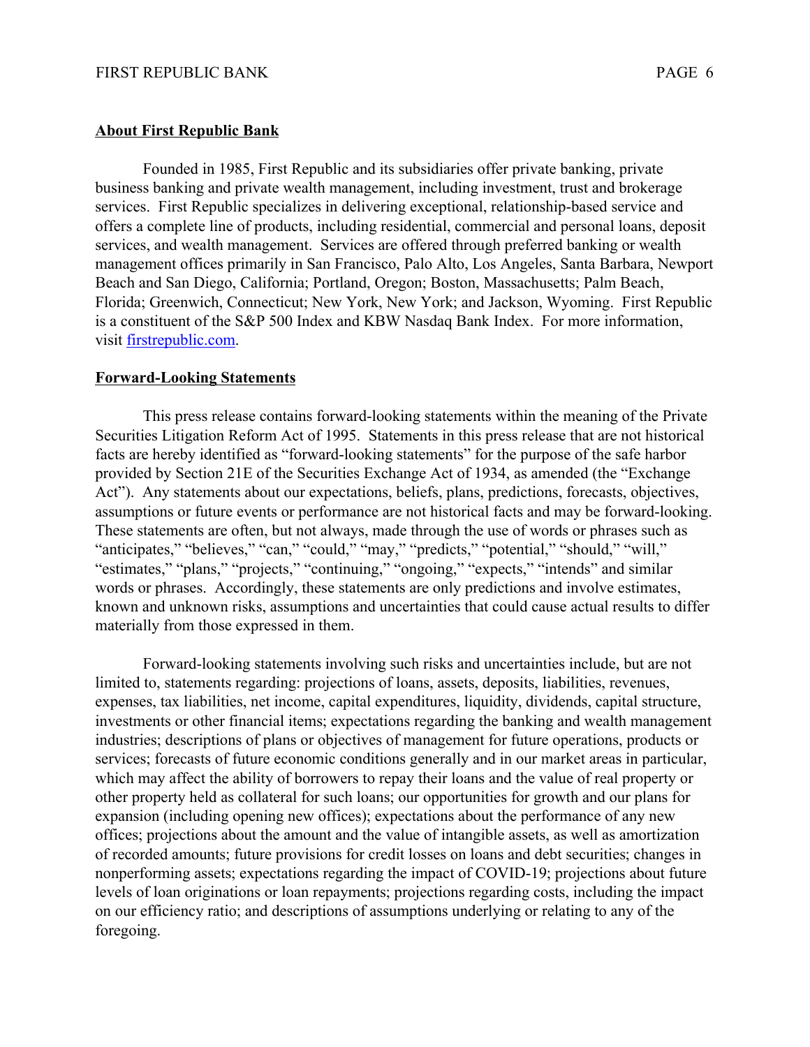## About First Republic Bank

Founded in 1985, First Republic and its subsidiaries offer private banking, private business banking and private wealth management, including investment, trust and brokerage services. First Republic specializes in delivering exceptional, relationship-based service and offers a complete line of products, including residential, commercial and personal loans, deposit services, and wealth management. Services are offered through preferred banking or wealth management offices primarily in San Francisco, Palo Alto, Los Angeles, Santa Barbara, Newport Beach and San Diego, California; Portland, Oregon; Boston, Massachusetts; Palm Beach, Florida; Greenwich, Connecticut; New York, New York; and Jackson, Wyoming. First Republic is a constituent of the S&P 500 Index and KBW Nasdaq Bank Index. For more information, visit [firstrepublic.com](firstrepublic.com).

## Forward-Looking Statements

This press release contains forward-looking statements within the meaning of the Private Securities Litigation Reform Act of 1995. Statements in this press release that are not historical facts are hereby identified as "forward-looking statements" for the purpose of the safe harbor provided by Section 21E of the Securities Exchange Act of 1934, as amended (the "Exchange Act"). Any statements about our expectations, beliefs, plans, predictions, forecasts, objectives, assumptions or future events or performance are not historical facts and may be forward-looking. These statements are often, but not always, made through the use of words or phrases such as "anticipates," "believes," "can," "could," "may," "predicts," "potential," "should," "will," "estimates," "plans," "projects," "continuing," "ongoing," "expects," "intends" and similar words or phrases. Accordingly, these statements are only predictions and involve estimates, known and unknown risks, assumptions and uncertainties that could cause actual results to differ materially from those expressed in them.

Forward-looking statements involving such risks and uncertainties include, but are not limited to, statements regarding: projections of loans, assets, deposits, liabilities, revenues, expenses, tax liabilities, net income, capital expenditures, liquidity, dividends, capital structure, investments or other financial items; expectations regarding the banking and wealth management industries; descriptions of plans or objectives of management for future operations, products or services; forecasts of future economic conditions generally and in our market areas in particular, which may affect the ability of borrowers to repay their loans and the value of real property or other property held as collateral for such loans; our opportunities for growth and our plans for expansion (including opening new offices); expectations about the performance of any new offices; projections about the amount and the value of intangible assets, as well as amortization of recorded amounts; future provisions for credit losses on loans and debt securities; changes in nonperforming assets; expectations regarding the impact of COVID-19; projections about future levels of loan originations or loan repayments; projections regarding costs, including the impact on our efficiency ratio; and descriptions of assumptions underlying or relating to any of the foregoing.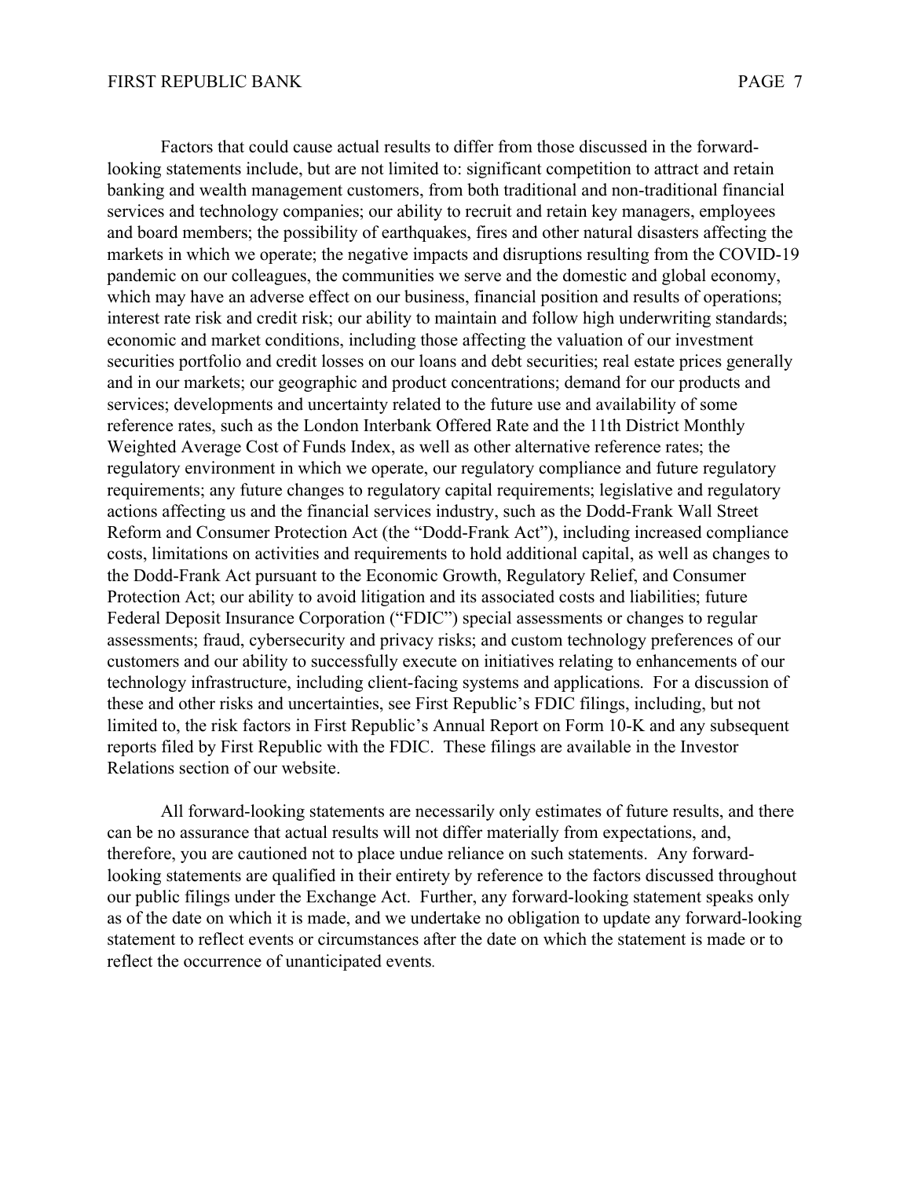Factors that could cause actual results to differ from those discussed in the forward-looking statements include, but are not limited to: significant competition to attract and retain banking and wealth management customers, from both traditional and non-traditional financial services and technology companies; our ability to recruit and retain key managers, employees and board members; the possibility of earthquakes, fires and other natural disasters affecting the markets in which we operate; the negative impacts and disruptions resulting from the COVID-19 pandemic on our colleagues, the communities we serve and the domestic and global economy, which may have an adverse effect on our business, financial position and results of operations; interest rate risk and credit risk; our ability to maintain and follow high underwriting standards; economic and market conditions, including those affecting the valuation of our investment securities portfolio and credit losses on our loans and debt securities; real estate prices generally and in our markets; our geographic and product concentrations; demand for our products and services; developments and uncertainty related to the future use and availability of some reference rates, such as the London Interbank Offered Rate and the 11th District Monthly Weighted Average Cost of Funds Index, as well as other alternative reference rates; the regulatory environment in which we operate, our regulatory compliance and future regulatory requirements; any future changes to regulatory capital requirements; legislative and regulatory actions affecting us and the financial services industry, such as the Dodd-Frank Wall Street Reform and Consumer Protection Act (the "Dodd-Frank Act"), including increased compliance costs, limitations on activities and requirements to hold additional capital, as well as changes to the Dodd-Frank Act pursuant to the Economic Growth, Regulatory Relief, and Consumer Protection Act; our ability to avoid litigation and its associated costs and liabilities; future Federal Deposit Insurance Corporation ("FDIC") special assessments or changes to regular assessments; fraud, cybersecurity and privacy risks; and custom technology preferences of our customers and our ability to successfully execute on initiatives relating to enhancements of our technology infrastructure, including client-facing systems and applications. For a discussion of these and other risks and uncertainties, see First Republic's FDIC filings, including, but not limited to, the risk factors in First Republic's Annual Report on Form 10-K and any subsequent reports filed by First Republic with the FDIC. These filings are available in the Investor Relations section of our website.

All forward-looking statements are necessarily only estimates of future results, and there can be no assurance that actual results will not differ materially from expectations, and, therefore, you are cautioned not to place undue reliance on such statements. Any forward-looking statements are qualified in their entirety by reference to the factors discussed throughout our public filings under the Exchange Act. Further, any forward-looking statement speaks only as of the date on which it is made, and we undertake no obligation to update any forward-looking statement to reflect events or circumstances after the date on which the statement is made or to reflect the occurrence of unanticipated events.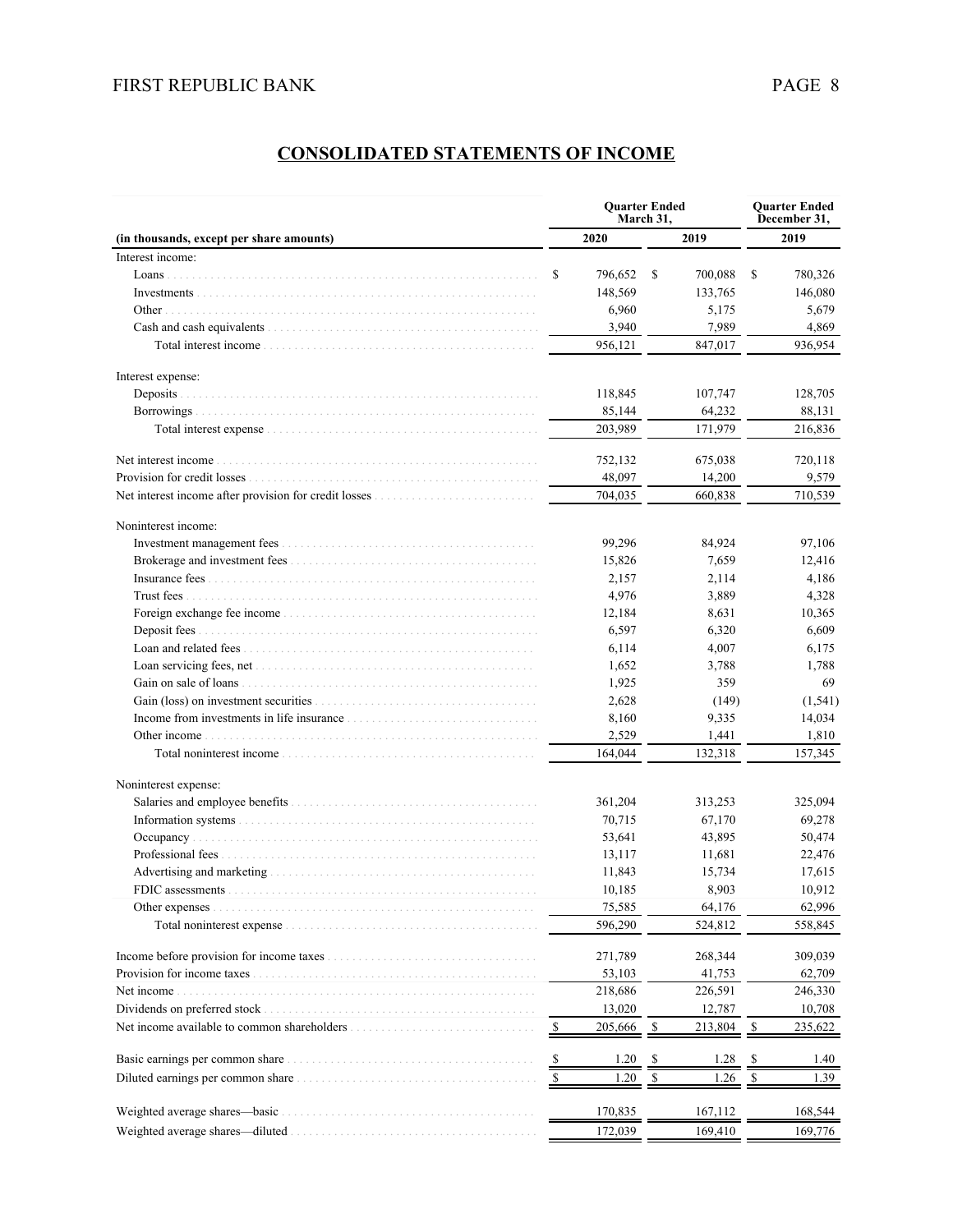## CONSOLIDATED STATEMENTS OF INCOME

| (in thousands, except per share amounts) | Quarter Ended March 31, 2020 | Quarter Ended March 31, 2019 | Quarter Ended December 31, 2019 |
|---|---|---|---|
| Interest income: | | | |
| Loans | $ 796,652 | $ 700,088 | $ 780,326 |
| Investments | 148,569 | 133,765 | 146,080 |
| Other | 6,960 | 5,175 | 5,679 |
| Cash and cash equivalents | 3,940 | 7,989 | 4,869 |
| Total interest income | 956,121 | 847,017 | 936,954 |
| Interest expense: | | | |
| Deposits | 118,845 | 107,747 | 128,705 |
| Borrowings | 85,144 | 64,232 | 88,131 |
| Total interest expense | 203,989 | 171,979 | 216,836 |
| Net interest income | 752,132 | 675,038 | 720,118 |
| Provision for credit losses | 48,097 | 14,200 | 9,579 |
| Net interest income after provision for credit losses | 704,035 | 660,838 | 710,539 |
| Noninterest income: | | | |
| Investment management fees | 99,296 | 84,924 | 97,106 |
| Brokerage and investment fees | 15,826 | 7,659 | 12,416 |
| Insurance fees | 2,157 | 2,114 | 4,186 |
| Trust fees | 4,976 | 3,889 | 4,328 |
| Foreign exchange fee income | 12,184 | 8,631 | 10,365 |
| Deposit fees | 6,597 | 6,320 | 6,609 |
| Loan and related fees | 6,114 | 4,007 | 6,175 |
| Loan servicing fees, net | 1,652 | 3,788 | 1,788 |
| Gain on sale of loans | 1,925 | 359 | 69 |
| Gain (loss) on investment securities | 2,628 | (149) | (1,541) |
| Income from investments in life insurance | 8,160 | 9,335 | 14,034 |
| Other income | 2,529 | 1,441 | 1,810 |
| Total noninterest income | 164,044 | 132,318 | 157,345 |
| Noninterest expense: | | | |
| Salaries and employee benefits | 361,204 | 313,253 | 325,094 |
| Information systems | 70,715 | 67,170 | 69,278 |
| Occupancy | 53,641 | 43,895 | 50,474 |
| Professional fees | 13,117 | 11,681 | 22,476 |
| Advertising and marketing | 11,843 | 15,734 | 17,615 |
| FDIC assessments | 10,185 | 8,903 | 10,912 |
| Other expenses | 75,585 | 64,176 | 62,996 |
| Total noninterest expense | 596,290 | 524,812 | 558,845 |
| Income before provision for income taxes | 271,789 | 268,344 | 309,039 |
| Provision for income taxes | 53,103 | 41,753 | 62,709 |
| Net income | 218,686 | 226,591 | 246,330 |
| Dividends on preferred stock | 13,020 | 12,787 | 10,708 |
| Net income available to common shareholders | $ 205,666 | $ 213,804 | $ 235,622 |
| Basic earnings per common share | $ 1.20 | $ 1.28 | $ 1.40 |
| Diluted earnings per common share | $ 1.20 | $ 1.26 | $ 1.39 |
| Weighted average shares—basic | 170,835 | 167,112 | 168,544 |
| Weighted average shares—diluted | 172,039 | 169,410 | 169,776 |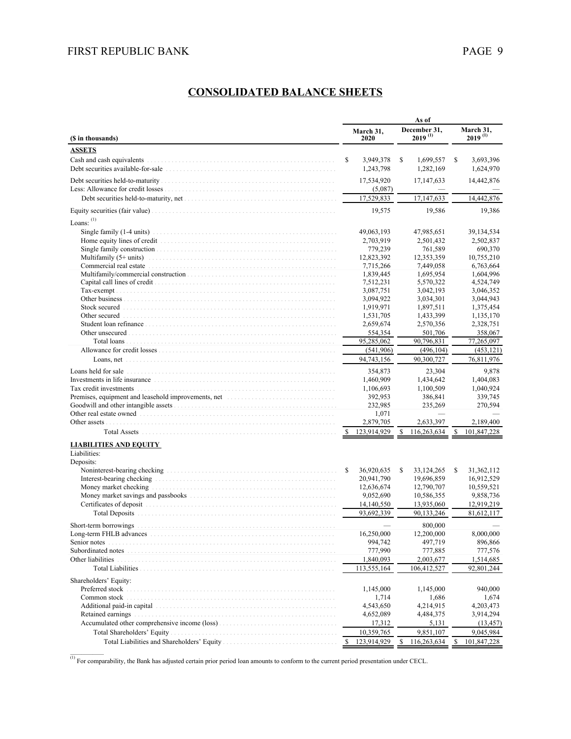## CONSOLIDATED BALANCE SHEETS

| ($ in thousands) | March 31, 2020 | December 31, 2019 [(1)] | March 31, 2019 [(1)] |
|---|---|---|---|
| **ASSETS** | | | |
| Cash and cash equivalents | $ 3,949,378 | $ 1,699,557 | $ 3,693,396 |
| Debt securities available-for-sale | 1,243,798 | 1,282,169 | 1,624,970 |
| Debt securities held-to-maturity | 17,534,920 | 17,147,633 | 14,442,876 |
| Less: Allowance for credit losses | (5,087) | — | — |
| Debt securities held-to-maturity, net | 17,529,833 | 17,147,633 | 14,442,876 |
| Equity securities (fair value) | 19,575 | 19,586 | 19,386 |
| Loans: [(1)] | | | |
| Single family (1-4 units) | 49,063,193 | 47,985,651 | 39,134,534 |
| Home equity lines of credit | 2,703,919 | 2,501,432 | 2,502,837 |
| Single family construction | 779,239 | 761,589 | 690,370 |
| Multifamily (5+ units) | 12,823,392 | 12,353,359 | 10,755,210 |
| Commercial real estate | 7,715,266 | 7,449,058 | 6,763,664 |
| Multifamily/commercial construction | 1,839,445 | 1,695,954 | 1,604,996 |
| Capital call lines of credit | 7,512,231 | 5,570,322 | 4,524,749 |
| Tax-exempt | 3,087,751 | 3,042,193 | 3,046,352 |
| Other business | 3,094,922 | 3,034,301 | 3,044,943 |
| Stock secured | 1,919,971 | 1,897,511 | 1,375,454 |
| Other secured | 1,531,705 | 1,433,399 | 1,135,170 |
| Student loan refinance | 2,659,674 | 2,570,356 | 2,328,751 |
| Other unsecured | 554,354 | 501,706 | 358,067 |
| Total loans | 95,285,062 | 90,796,831 | 77,265,097 |
| Allowance for credit losses | (541,906) | (496,104) | (453,121) |
| Loans, net | 94,743,156 | 90,300,727 | 76,811,976 |
| Loans held for sale | 354,873 | 23,304 | 9,878 |
| Investments in life insurance | 1,460,909 | 1,434,642 | 1,404,083 |
| Tax credit investments | 1,106,693 | 1,100,509 | 1,040,924 |
| Premises, equipment and leasehold improvements, net | 392,953 | 386,841 | 339,745 |
| Goodwill and other intangible assets | 232,985 | 235,269 | 270,594 |
| Other real estate owned | 1,071 | — | — |
| Other assets | 2,879,705 | 2,633,397 | 2,189,400 |
| Total Assets | $ 123,914,929 | $ 116,263,634 | $ 101,847,228 |
| **LIABILITIES AND EQUITY** | | | |
| Liabilities: | | | |
| Deposits: | | | |
| Noninterest-bearing checking | $ 36,920,635 | $ 33,124,265 | $ 31,362,112 |
| Interest-bearing checking | 20,941,790 | 19,696,859 | 16,912,529 |
| Money market checking | 12,636,674 | 12,790,707 | 10,559,521 |
| Money market savings and passbooks | 9,052,690 | 10,586,355 | 9,858,736 |
| Certificates of deposit | 14,140,550 | 13,935,060 | 12,919,219 |
| Total Deposits | 93,692,339 | 90,133,246 | 81,612,117 |
| Short-term borrowings | — | 800,000 | — |
| Long-term FHLB advances | 16,250,000 | 12,200,000 | 8,000,000 |
| Senior notes | 994,742 | 497,719 | 896,866 |
| Subordinated notes | 777,990 | 777,885 | 777,576 |
| Other liabilities | 1,840,093 | 2,003,677 | 1,514,685 |
| Total Liabilities | 113,555,164 | 106,412,527 | 92,801,244 |
| Shareholders' Equity: | | | |
| Preferred stock | 1,145,000 | 1,145,000 | 940,000 |
| Common stock | 1,714 | 1,686 | 1,674 |
| Additional paid-in capital | 4,543,650 | 4,214,915 | 4,203,473 |
| Retained earnings | 4,652,089 | 4,484,375 | 3,914,294 |
| Accumulated other comprehensive income (loss) | 17,312 | 5,131 | (13,457) |
| Total Shareholders' Equity | 10,359,765 | 9,851,107 | 9,045,984 |
| Total Liabilities and Shareholders' Equity | $ 123,914,929 | $ 116,263,634 | $ 101,847,228 |

[(1)] For comparability, the Bank has adjusted certain prior period loan amounts to conform to the current period presentation under CECL.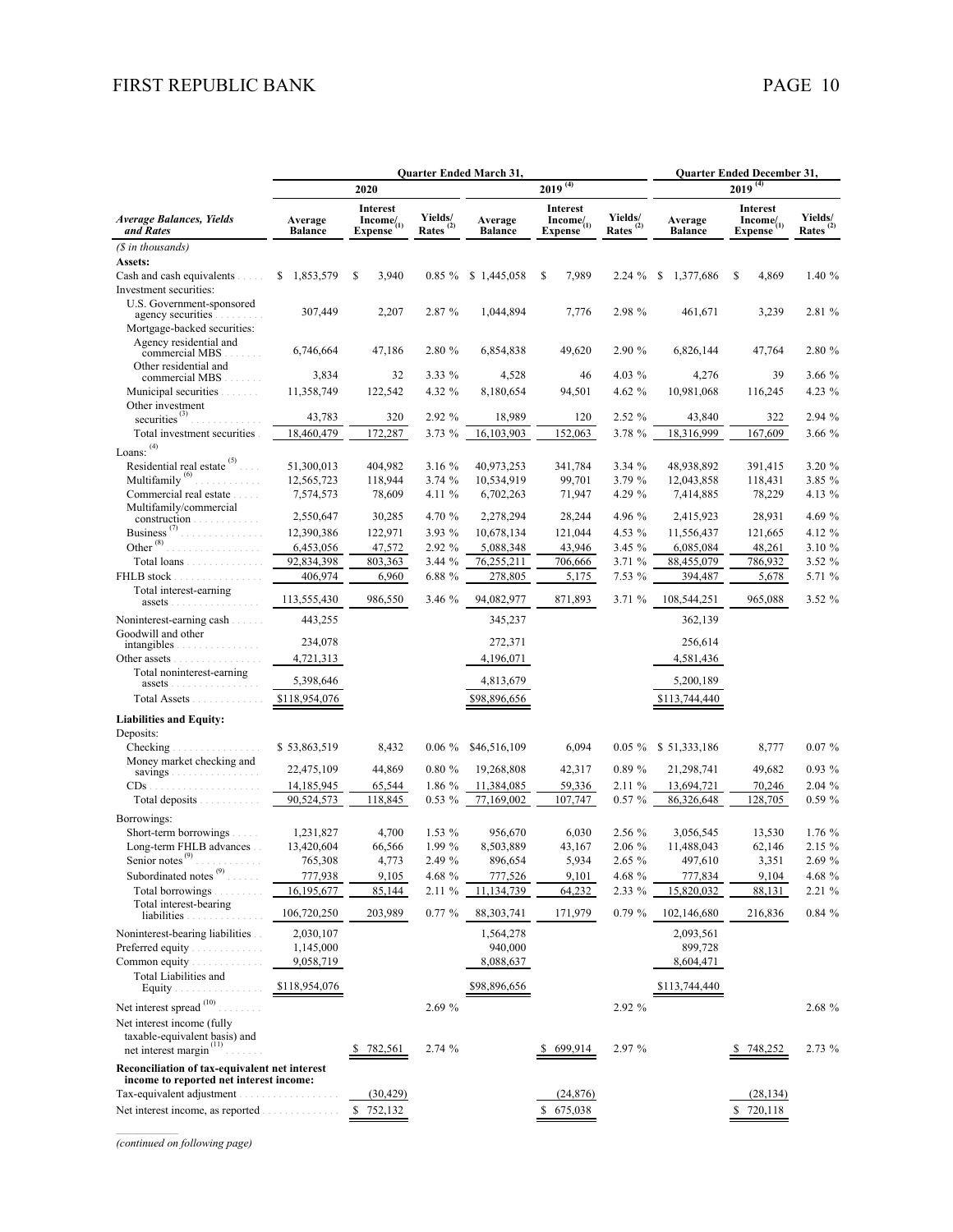| *Average Balances, Yields and Rates* | Quarter Ended March 31, 2020 | | | Quarter Ended March 31, 2019 [(4)] | | | Quarter Ended December 31, 2019 [(4)] | | |
|---|---|---|---|---|---|---|---|---|---|
| | Average Balance | Interest Income/ Expense [(1)] | Yields/ Rates [(2)] | Average Balance | Interest Income/ Expense [(1)] | Yields/ Rates [(2)] | Average Balance | Interest Income/ Expense [(1)] | Yields/ Rates [(2)] |
| *($ in thousands)* | | | | | | | | | |
| **Assets:** | | | | | | | | | |
| Cash and cash equivalents | $ 1,853,579 | $ 3,940 | 0.85 % | $ 1,445,058 | $ 7,989 | 2.24 % | $ 1,377,686 | $ 4,869 | 1.40 % |
| Investment securities: | | | | | | | | | |
| U.S. Government-sponsored agency securities | 307,449 | 2,207 | 2.87 % | 1,044,894 | 7,776 | 2.98 % | 461,671 | 3,239 | 2.81 % |
| Mortgage-backed securities: | | | | | | | | | |
| Agency residential and commercial MBS | 6,746,664 | 47,186 | 2.80 % | 6,854,838 | 49,620 | 2.90 % | 6,826,144 | 47,764 | 2.80 % |
| Other residential and commercial MBS | 3,834 | 32 | 3.33 % | 4,528 | 46 | 4.03 % | 4,276 | 39 | 3.66 % |
| Municipal securities | 11,358,749 | 122,542 | 4.32 % | 8,180,654 | 94,501 | 4.62 % | 10,981,068 | 116,245 | 4.23 % |
| Other investment securities [(3)] | 43,783 | 320 | 2.92 % | 18,989 | 120 | 2.52 % | 43,840 | 322 | 2.94 % |
| Total investment securities | 18,460,479 | 172,287 | 3.73 % | 16,103,903 | 152,063 | 3.78 % | 18,316,999 | 167,609 | 3.66 % |
| Loans: [(4)] | | | | | | | | | |
| Residential real estate [(5)] | 51,300,013 | 404,982 | 3.16 % | 40,973,253 | 341,784 | 3.34 % | 48,938,892 | 391,415 | 3.20 % |
| Multifamily [(6)] | 12,565,723 | 118,944 | 3.74 % | 10,534,919 | 99,701 | 3.79 % | 12,043,858 | 118,431 | 3.85 % |
| Commercial real estate | 7,574,573 | 78,609 | 4.11 % | 6,702,263 | 71,947 | 4.29 % | 7,414,885 | 78,229 | 4.13 % |
| Multifamily/commercial construction | 2,550,647 | 30,285 | 4.70 % | 2,278,294 | 28,244 | 4.96 % | 2,415,923 | 28,931 | 4.69 % |
| Business [(7)] | 12,390,386 | 122,971 | 3.93 % | 10,678,134 | 121,044 | 4.53 % | 11,556,437 | 121,665 | 4.12 % |
| Other [(8)] | 6,453,056 | 47,572 | 2.92 % | 5,088,348 | 43,946 | 3.45 % | 6,085,084 | 48,261 | 3.10 % |
| Total loans | 92,834,398 | 803,363 | 3.44 % | 76,255,211 | 706,666 | 3.71 % | 88,455,079 | 786,932 | 3.52 % |
| FHLB stock | 406,974 | 6,960 | 6.88 % | 278,805 | 5,175 | 7.53 % | 394,487 | 5,678 | 5.71 % |
| Total interest-earning assets | 113,555,430 | 986,550 | 3.46 % | 94,082,977 | 871,893 | 3.71 % | 108,544,251 | 965,088 | 3.52 % |
| Noninterest-earning cash | 443,255 | | | 345,237 | | | 362,139 | | |
| Goodwill and other intangibles | 234,078 | | | 272,371 | | | 256,614 | | |
| Other assets | 4,721,313 | | | 4,196,071 | | | 4,581,436 | | |
| Total noninterest-earning assets | 5,398,646 | | | 4,813,679 | | | 5,200,189 | | |
| Total Assets | $118,954,076 | | | $98,896,656 | | | $113,744,440 | | |
| **Liabilities and Equity:** | | | | | | | | | |
| Deposits: | | | | | | | | | |
| Checking | $ 53,863,519 | 8,432 | 0.06 % | $46,516,109 | 6,094 | 0.05 % | $ 51,333,186 | 8,777 | 0.07 % |
| Money market checking and savings | 22,475,109 | 44,869 | 0.80 % | 19,268,808 | 42,317 | 0.89 % | 21,298,741 | 49,682 | 0.93 % |
| CDs | 14,185,945 | 65,544 | 1.86 % | 11,384,085 | 59,336 | 2.11 % | 13,694,721 | 70,246 | 2.04 % |
| Total deposits | 90,524,573 | 118,845 | 0.53 % | 77,169,002 | 107,747 | 0.57 % | 86,326,648 | 128,705 | 0.59 % |
| Borrowings: | | | | | | | | | |
| Short-term borrowings | 1,231,827 | 4,700 | 1.53 % | 956,670 | 6,030 | 2.56 % | 3,056,545 | 13,530 | 1.76 % |
| Long-term FHLB advances | 13,420,604 | 66,566 | 1.99 % | 8,503,889 | 43,167 | 2.06 % | 11,488,043 | 62,146 | 2.15 % |
| Senior notes [(9)] | 765,308 | 4,773 | 2.49 % | 896,654 | 5,934 | 2.65 % | 497,610 | 3,351 | 2.69 % |
| Subordinated notes [(9)] | 777,938 | 9,105 | 4.68 % | 777,526 | 9,101 | 4.68 % | 777,834 | 9,104 | 4.68 % |
| Total borrowings | 16,195,677 | 85,144 | 2.11 % | 11,134,739 | 64,232 | 2.33 % | 15,820,032 | 88,131 | 2.21 % |
| Total interest-bearing liabilities | 106,720,250 | 203,989 | 0.77 % | 88,303,741 | 171,979 | 0.79 % | 102,146,680 | 216,836 | 0.84 % |
| Noninterest-bearing liabilities | 2,030,107 | | | 1,564,278 | | | 2,093,561 | | |
| Preferred equity | 1,145,000 | | | 940,000 | | | 899,728 | | |
| Common equity | 9,058,719 | | | 8,088,637 | | | 8,604,471 | | |
| Total Liabilities and Equity | $118,954,076 | | | $98,896,656 | | | $113,744,440 | | |
| Net interest spread [(10)] | | | 2.69 % | | | 2.92 % | | | 2.68 % |
| Net interest income (fully taxable-equivalent basis) and net interest margin [(11)] | | $ 782,561 | 2.74 % | | $ 699,914 | 2.97 % | | $ 748,252 | 2.73 % |
| **Reconciliation of tax-equivalent net interest income to reported net interest income:** | | | | | | | | | |
| Tax-equivalent adjustment | | (30,429) | | | (24,876) | | | (28,134) | |
| Net interest income, as reported | | $ 752,132 | | | $ 675,038 | | | $ 720,118 | |

*(continued on following page)*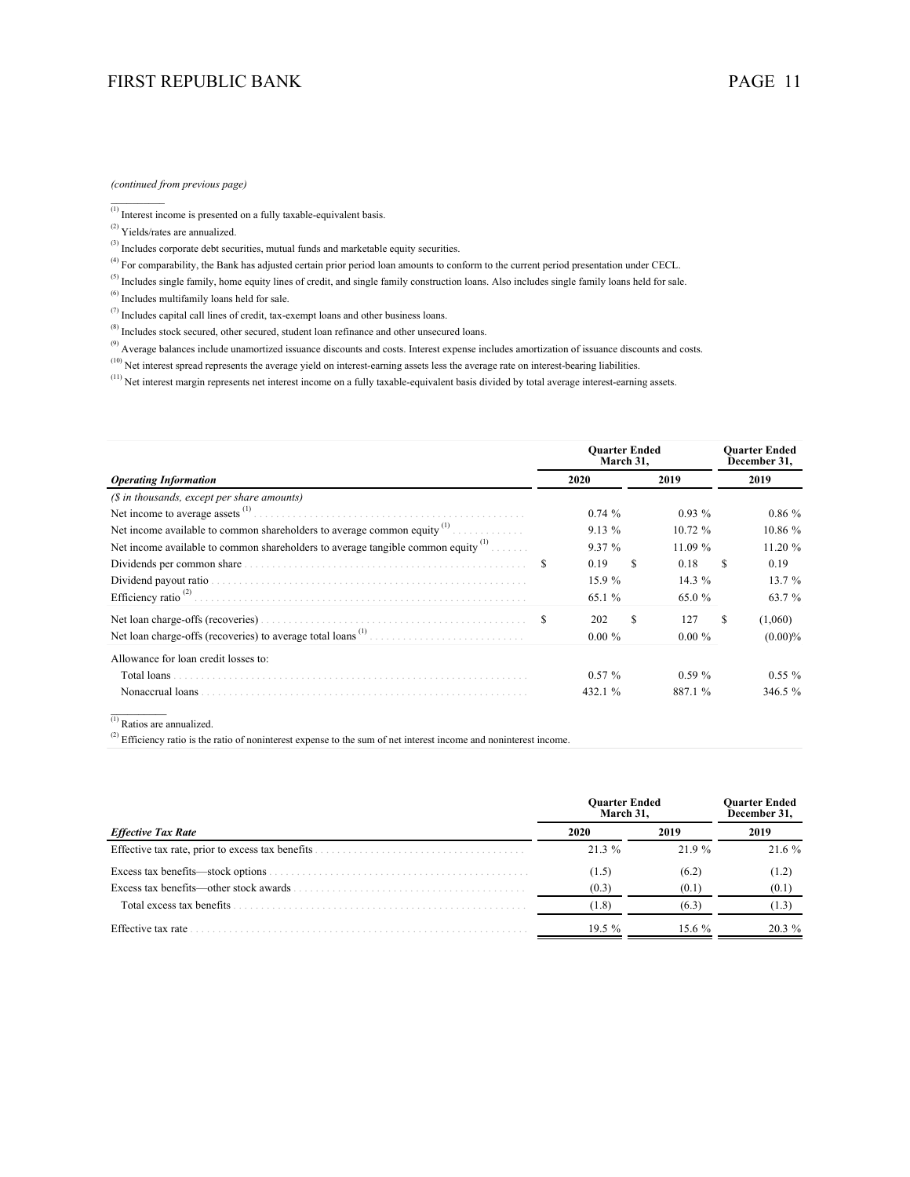*(continued from previous page)*

---

[1] Interest income is presented on a fully taxable-equivalent basis.

[2] Yields/rates are annualized.

[3] Includes corporate debt securities, mutual funds and marketable equity securities.

[4] For comparability, the Bank has adjusted certain prior period loan amounts to conform to the current period presentation under CECL.

[5] Includes single family, home equity lines of credit, and single family construction loans. Also includes single family loans held for sale.

[6] Includes multifamily loans held for sale.

[7] Includes capital call lines of credit, tax-exempt loans and other business loans.

[8] Includes stock secured, other secured, student loan refinance and other unsecured loans.

[9] Average balances include unamortized issuance discounts and costs. Interest expense includes amortization of issuance discounts and costs.

[10] Net interest spread represents the average yield on interest-earning assets less the average rate on interest-bearing liabilities.

[11] Net interest margin represents net interest income on a fully taxable-equivalent basis divided by total average interest-earning assets.

| | Quarter Ended March 31, | | Quarter Ended December 31, |
|---|---|---|---|
| ***Operating Information*** | **2020** | **2019** | **2019** |
| *($ in thousands, except per share amounts)* | | | |
| Net income to average assets [1] | 0.74 % | 0.93 % | 0.86 % |
| Net income available to common shareholders to average common equity [1] | 9.13 % | 10.72 % | 10.86 % |
| Net income available to common shareholders to average tangible common equity [1] | 9.37 % | 11.09 % | 11.20 % |
| Dividends per common share | $ 0.19 | $ 0.18 | $ 0.19 |
| Dividend payout ratio | 15.9 % | 14.3 % | 13.7 % |
| Efficiency ratio [2] | 65.1 % | 65.0 % | 63.7 % |
| Net loan charge-offs (recoveries) | $ 202 | $ 127 | $ (1,060) |
| Net loan charge-offs (recoveries) to average total loans [1] | 0.00 % | 0.00 % | (0.00)% |
| Allowance for loan credit losses to: | | | |
| Total loans | 0.57 % | 0.59 % | 0.55 % |
| Nonaccrual loans | 432.1 % | 887.1 % | 346.5 % |

---

[1] Ratios are annualized.

[2] Efficiency ratio is the ratio of noninterest expense to the sum of net interest income and noninterest income.

| | Quarter Ended March 31, | | Quarter Ended December 31, |
|---|---|---|---|
| ***Effective Tax Rate*** | **2020** | **2019** | **2019** |
| Effective tax rate, prior to excess tax benefits | 21.3 % | 21.9 % | 21.6 % |
| Excess tax benefits—stock options | (1.5) | (6.2) | (1.2) |
| Excess tax benefits—other stock awards | (0.3) | (0.1) | (0.1) |
| Total excess tax benefits | (1.8) | (6.3) | (1.3) |
| Effective tax rate | 19.5 % | 15.6 % | 20.3 % |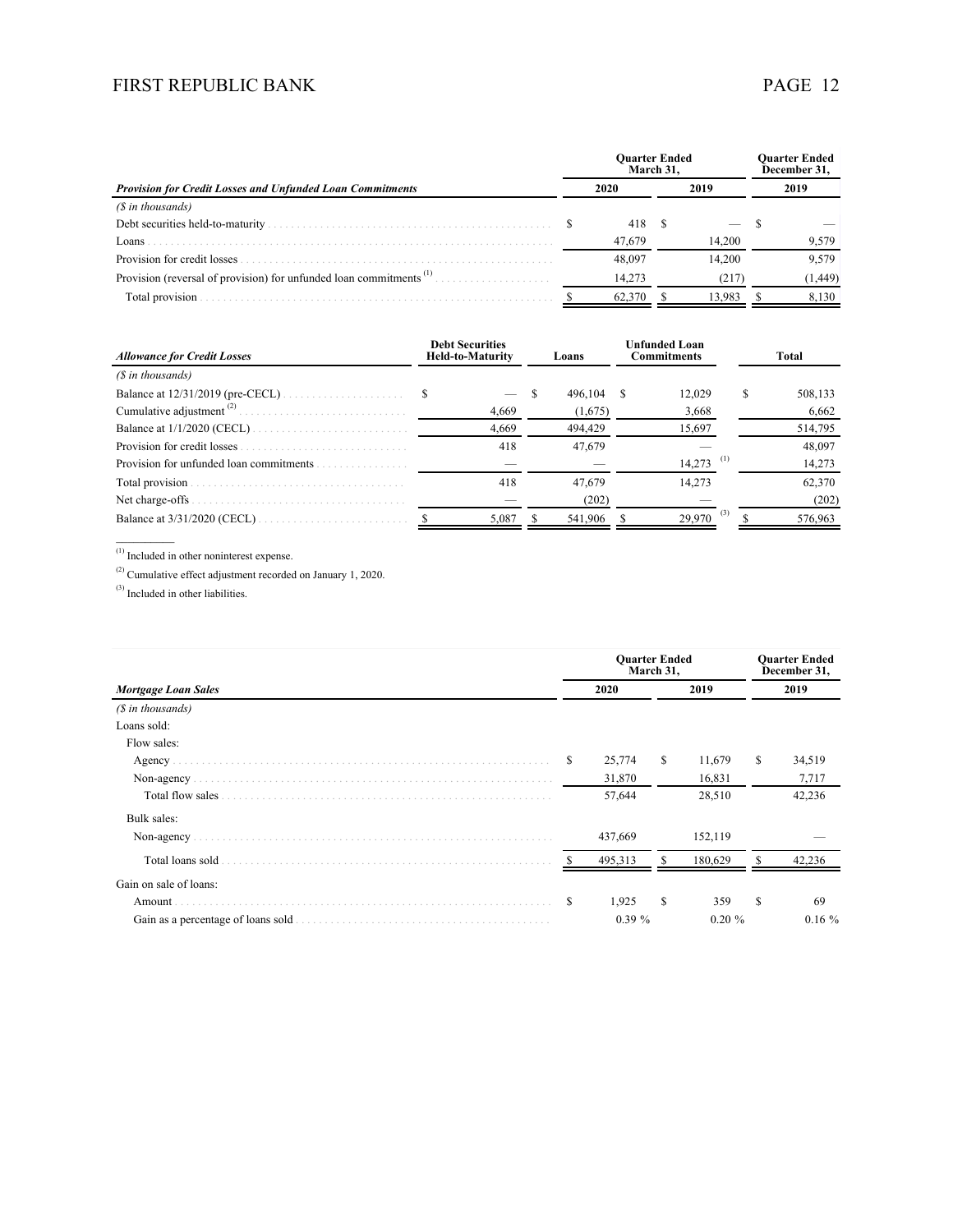| *Provision for Credit Losses and Unfunded Loan Commitments* | Quarter Ended March 31, 2020 | Quarter Ended March 31, 2019 | Quarter Ended December 31, 2019 |
|---|---|---|---|
| *($ in thousands)* | | | |
| Debt securities held-to-maturity | $ 418 | $ — | $ — |
| Loans | 47,679 | 14,200 | 9,579 |
| Provision for credit losses | 48,097 | 14,200 | 9,579 |
| Provision (reversal of provision) for unfunded loan commitments [1] | 14,273 | (217) | (1,449) |
| Total provision | $ 62,370 | $ 13,983 | $ 8,130 |

| *Allowance for Credit Losses* | Debt Securities Held-to-Maturity | Loans | Unfunded Loan Commitments | Total |
|---|---|---|---|---|
| *($ in thousands)* | | | | |
| Balance at 12/31/2019 (pre-CECL) | $ — | $ 496,104 | $ 12,029 | $ 508,133 |
| Cumulative adjustment [2] | 4,669 | (1,675) | 3,668 | 6,662 |
| Balance at 1/1/2020 (CECL) | 4,669 | 494,429 | 15,697 | 514,795 |
| Provision for credit losses | 418 | 47,679 | — | 48,097 |
| Provision for unfunded loan commitments | — | — | 14,273 [1] | 14,273 |
| Total provision | 418 | 47,679 | 14,273 | 62,370 |
| Net charge-offs | — | (202) | — | (202) |
| Balance at 3/31/2020 (CECL) | $ 5,087 | $ 541,906 | $ 29,970 [3] | $ 576,963 |

[1] Included in other noninterest expense.

[2] Cumulative effect adjustment recorded on January 1, 2020.

[3] Included in other liabilities.

| *Mortgage Loan Sales* | Quarter Ended March 31, 2020 | Quarter Ended March 31, 2019 | Quarter Ended December 31, 2019 |
|---|---|---|---|
| *($ in thousands)* | | | |
| Loans sold: | | | |
| Flow sales: | | | |
| Agency | $ 25,774 | $ 11,679 | $ 34,519 |
| Non-agency | 31,870 | 16,831 | 7,717 |
| Total flow sales | 57,644 | 28,510 | 42,236 |
| Bulk sales: | | | |
| Non-agency | 437,669 | 152,119 | — |
| Total loans sold | $ 495,313 | $ 180,629 | $ 42,236 |
| Gain on sale of loans: | | | |
| Amount | $ 1,925 | $ 359 | $ 69 |
| Gain as a percentage of loans sold | 0.39 % | 0.20 % | 0.16 % |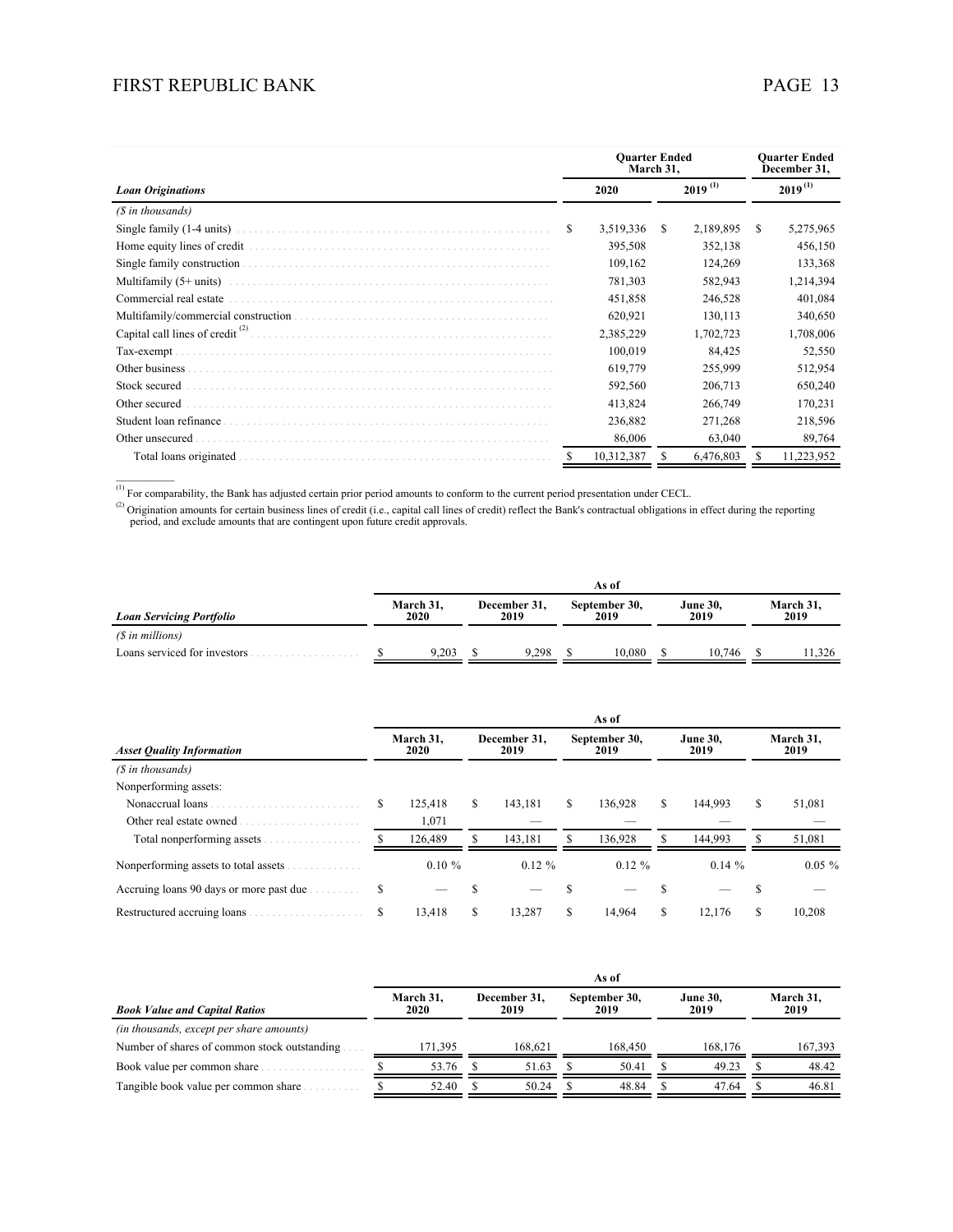| Loan Originations | Quarter Ended March 31, | | Quarter Ended December 31, |
|---|---|---|---|
| | 2020 | 2019 [(1)] | 2019 [(1)] |
| *($ in thousands)* | | | |
| Single family (1-4 units) | $ 3,519,336 | $ 2,189,895 | $ 5,275,965 |
| Home equity lines of credit | 395,508 | 352,138 | 456,150 |
| Single family construction | 109,162 | 124,269 | 133,368 |
| Multifamily (5+ units) | 781,303 | 582,943 | 1,214,394 |
| Commercial real estate | 451,858 | 246,528 | 401,084 |
| Multifamily/commercial construction | 620,921 | 130,113 | 340,650 |
| Capital call lines of credit [(2)] | 2,385,229 | 1,702,723 | 1,708,006 |
| Tax-exempt | 100,019 | 84,425 | 52,550 |
| Other business | 619,779 | 255,999 | 512,954 |
| Stock secured | 592,560 | 206,713 | 650,240 |
| Other secured | 413,824 | 266,749 | 170,231 |
| Student loan refinance | 236,882 | 271,268 | 218,596 |
| Other unsecured | 86,006 | 63,040 | 89,764 |
| Total loans originated | $ 10,312,387 | $ 6,476,803 | $ 11,223,952 |

(1) For comparability, the Bank has adjusted certain prior period amounts to conform to the current period presentation under CECL.

(2) Origination amounts for certain business lines of credit (i.e., capital call lines of credit) reflect the Bank's contractual obligations in effect during the reporting period, and exclude amounts that are contingent upon future credit approvals.

| Loan Servicing Portfolio | As of March 31, 2020 | December 31, 2019 | September 30, 2019 | June 30, 2019 | March 31, 2019 |
|---|---|---|---|---|---|
| *($ in millions)* | | | | | |
| Loans serviced for investors | $ 9,203 | $ 9,298 | $ 10,080 | $ 10,746 | $ 11,326 |

| Asset Quality Information | As of March 31, 2020 | December 31, 2019 | September 30, 2019 | June 30, 2019 | March 31, 2019 |
|---|---|---|---|---|---|
| *($ in thousands)* | | | | | |
| Nonperforming assets: | | | | | |
| Nonaccrual loans | $ 125,418 | $ 143,181 | $ 136,928 | $ 144,993 | $ 51,081 |
| Other real estate owned | 1,071 | — | — | — | — |
| Total nonperforming assets | $ 126,489 | $ 143,181 | $ 136,928 | $ 144,993 | $ 51,081 |
| Nonperforming assets to total assets | 0.10 % | 0.12 % | 0.12 % | 0.14 % | 0.05 % |
| Accruing loans 90 days or more past due | $ — | $ — | $ — | $ — | $ — |
| Restructured accruing loans | $ 13,418 | $ 13,287 | $ 14,964 | $ 12,176 | $ 10,208 |

| Book Value and Capital Ratios | As of March 31, 2020 | December 31, 2019 | September 30, 2019 | June 30, 2019 | March 31, 2019 |
|---|---|---|---|---|---|
| *(in thousands, except per share amounts)* | | | | | |
| Number of shares of common stock outstanding | 171,395 | 168,621 | 168,450 | 168,176 | 167,393 |
| Book value per common share | $ 53.76 | $ 51.63 | $ 50.41 | $ 49.23 | $ 48.42 |
| Tangible book value per common share | $ 52.40 | $ 50.24 | $ 48.84 | $ 47.64 | $ 46.81 |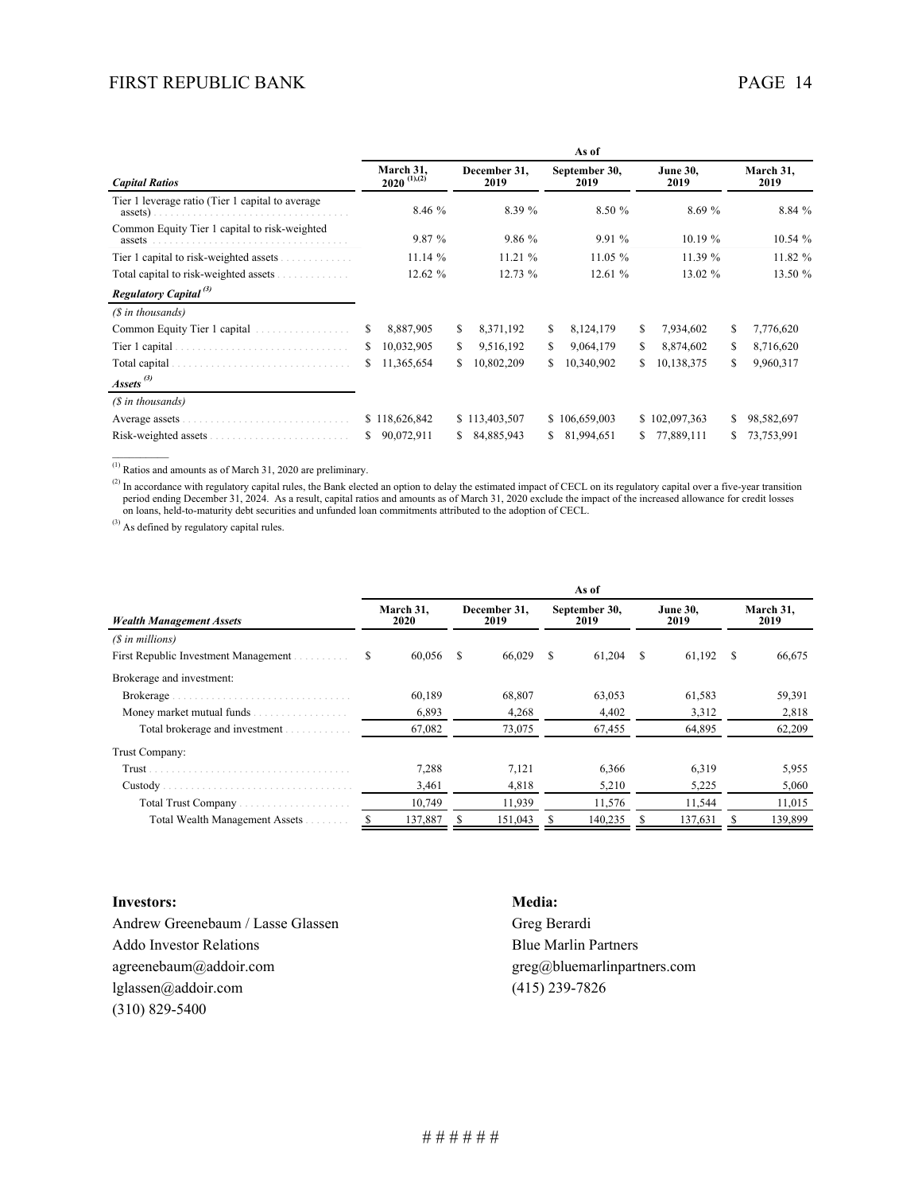| Capital Ratios | As of March 31, 2020 [(1),(2)] | December 31, 2019 | September 30, 2019 | June 30, 2019 | March 31, 2019 |
|---|---|---|---|---|---|
| Tier 1 leverage ratio (Tier 1 capital to average assets) | 8.46 % | 8.39 % | 8.50 % | 8.69 % | 8.84 % |
| Common Equity Tier 1 capital to risk-weighted assets | 9.87 % | 9.86 % | 9.91 % | 10.19 % | 10.54 % |
| Tier 1 capital to risk-weighted assets | 11.14 % | 11.21 % | 11.05 % | 11.39 % | 11.82 % |
| Total capital to risk-weighted assets | 12.62 % | 12.73 % | 12.61 % | 13.02 % | 13.50 % |
| ***Regulatory Capital*** [(3)] | | | | | |
| *($ in thousands)* | | | | | |
| Common Equity Tier 1 capital | $ 8,887,905 | $ 8,371,192 | $ 8,124,179 | $ 7,934,602 | $ 7,776,620 |
| Tier 1 capital | $ 10,032,905 | $ 9,516,192 | $ 9,064,179 | $ 8,874,602 | $ 8,716,620 |
| Total capital | $ 11,365,654 | $ 10,802,209 | $ 10,340,902 | $ 10,138,375 | $ 9,960,317 |
| ***Assets*** [(3)] | | | | | |
| *($ in thousands)* | | | | | |
| Average assets | $ 118,626,842 | $ 113,403,507 | $ 106,659,003 | $ 102,097,363 | $ 98,582,697 |
| Risk-weighted assets | $ 90,072,911 | $ 84,885,943 | $ 81,994,651 | $ 77,889,111 | $ 73,753,991 |

(1) Ratios and amounts as of March 31, 2020 are preliminary.

(2) In accordance with regulatory capital rules, the Bank elected an option to delay the estimated impact of CECL on its regulatory capital over a five-year transition period ending December 31, 2024. As a result, capital ratios and amounts as of March 31, 2020 exclude the impact of the increased allowance for credit losses on loans, held-to-maturity debt securities and unfunded loan commitments attributed to the adoption of CECL.

(3) As defined by regulatory capital rules.

| Wealth Management Assets | As of March 31, 2020 | December 31, 2019 | September 30, 2019 | June 30, 2019 | March 31, 2019 |
|---|---|---|---|---|---|
| *($ in millions)* | | | | | |
| First Republic Investment Management | $ 60,056 | $ 66,029 | $ 61,204 | $ 61,192 | $ 66,675 |
| Brokerage and investment: | | | | | |
| Brokerage | 60,189 | 68,807 | 63,053 | 61,583 | 59,391 |
| Money market mutual funds | 6,893 | 4,268 | 4,402 | 3,312 | 2,818 |
| Total brokerage and investment | 67,082 | 73,075 | 67,455 | 64,895 | 62,209 |
| Trust Company: | | | | | |
| Trust | 7,288 | 7,121 | 6,366 | 6,319 | 5,955 |
| Custody | 3,461 | 4,818 | 5,210 | 5,225 | 5,060 |
| Total Trust Company | 10,749 | 11,939 | 11,576 | 11,544 | 11,015 |
| Total Wealth Management Assets | $ 137,887 | $ 151,043 | $ 140,235 | $ 137,631 | $ 139,899 |

**Investors:**

Andrew Greenebaum / Lasse Glassen
Addo Investor Relations
agreenebaum@addoir.com
lglassen@addoir.com
(310) 829-5400

**Media:**

Greg Berardi
Blue Marlin Partners
greg@bluemarlinpartners.com
(415) 239-7826

# # # # # #